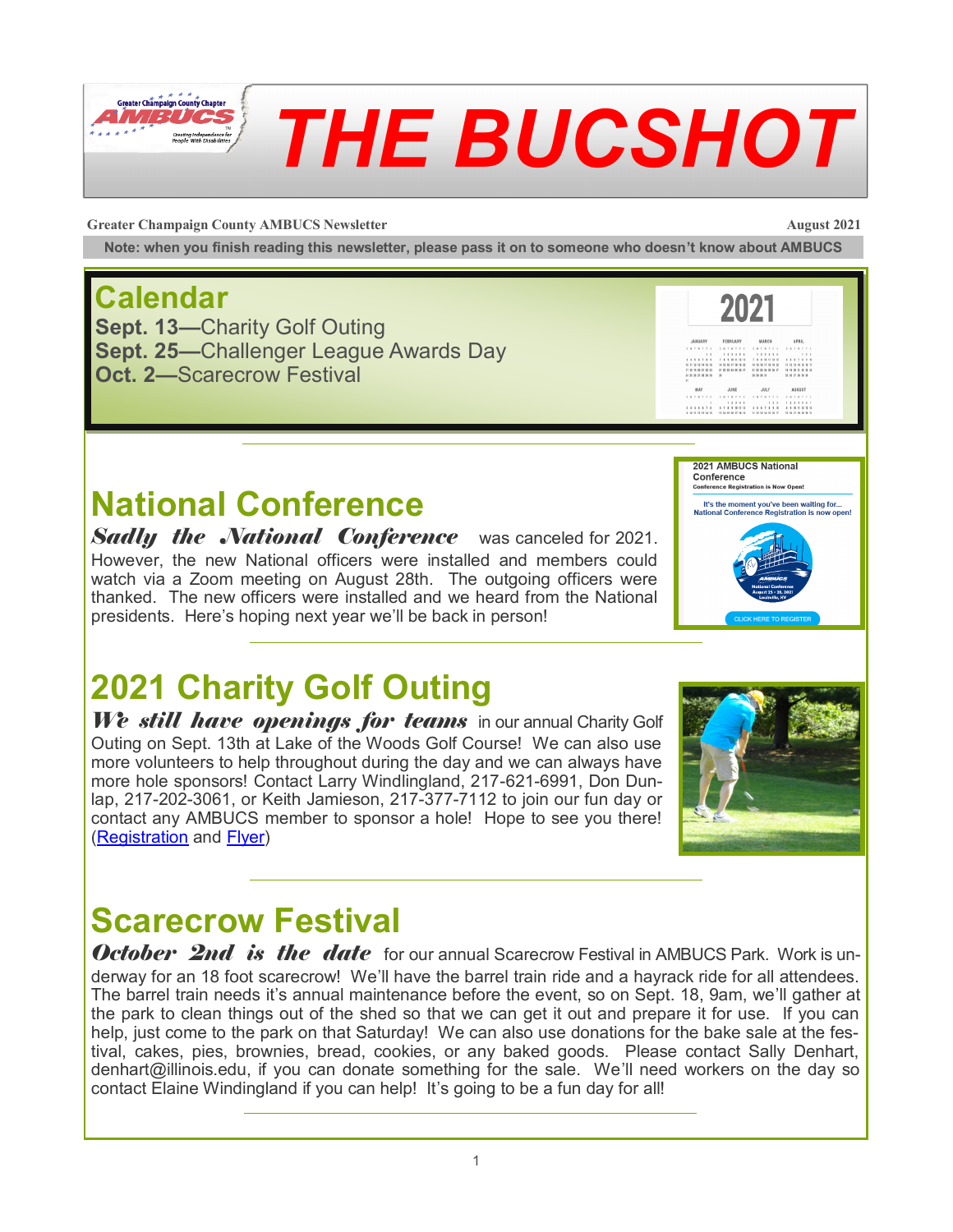# THE BUCSHOT

**Greater Champaign County AMBUCS Newsletter** **August 2021**

**Note: when you finish reading this newsletter, please pass it on to someone who doesn't know about AMBUCS**

## Calendar

**Sept. 13—**Charity Golf Outing
**Sept. 25—**Challenger League Awards Day
**Oct. 2—**Scarecrow Festival

## National Conference

***Sadly the National Conference*** was canceled for 2021. However, the new National officers were installed and members could watch via a Zoom meeting on August 28th. The outgoing officers were thanked. The new officers were installed and we heard from the National presidents. Here's hoping next year we'll be back in person!

## 2021 Charity Golf Outing

***We still have openings for teams*** in our annual Charity Golf Outing on Sept. 13th at Lake of the Woods Golf Course! We can also use more volunteers to help throughout during the day and we can always have more hole sponsors! Contact Larry Windlingland, 217-621-6991, Don Dunlap, 217-202-3061, or Keith Jamieson, 217-377-7112 to join our fun day or contact any AMBUCS member to sponsor a hole! Hope to see you there! (Registration and Flyer)

## Scarecrow Festival

***October 2nd is the date*** for our annual Scarecrow Festival in AMBUCS Park. Work is underway for an 18 foot scarecrow! We'll have the barrel train ride and a hayrack ride for all attendees. The barrel train needs it's annual maintenance before the event, so on Sept. 18, 9am, we'll gather at the park to clean things out of the shed so that we can get it out and prepare it for use. If you can help, just come to the park on that Saturday! We can also use donations for the bake sale at the festival, cakes, pies, brownies, bread, cookies, or any baked goods. Please contact Sally Denhart, denhart@illinois.edu, if you can donate something for the sale. We'll need workers on the day so contact Elaine Windingland if you can help! It's going to be a fun day for all!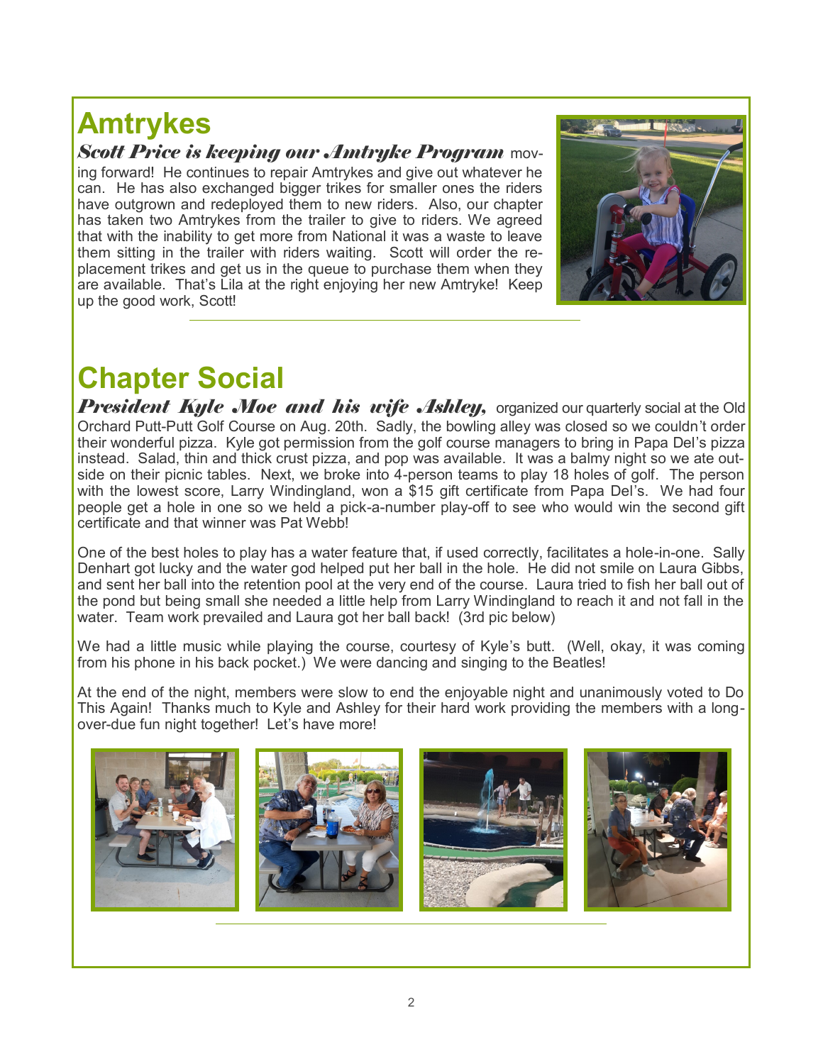# Amtrykes

***Scott Price is keeping our Amtryke Program*** moving forward! He continues to repair Amtrykes and give out whatever he can. He has also exchanged bigger trikes for smaller ones the riders have outgrown and redeployed them to new riders. Also, our chapter has taken two Amtrykes from the trailer to give to riders. We agreed that with the inability to get more from National it was a waste to leave them sitting in the trailer with riders waiting. Scott will order the replacement trikes and get us in the queue to purchase them when they are available. That's Lila at the right enjoying her new Amtryke! Keep up the good work, Scott!

---

# Chapter Social

***President Kyle Moe and his wife Ashley,*** organized our quarterly social at the Old Orchard Putt-Putt Golf Course on Aug. 20th. Sadly, the bowling alley was closed so we couldn't order their wonderful pizza. Kyle got permission from the golf course managers to bring in Papa Del's pizza instead. Salad, thin and thick crust pizza, and pop was available. It was a balmy night so we ate outside on their picnic tables. Next, we broke into 4-person teams to play 18 holes of golf. The person with the lowest score, Larry Windingland, won a $15 gift certificate from Papa Del's. We had four people get a hole in one so we held a pick-a-number play-off to see who would win the second gift certificate and that winner was Pat Webb!

One of the best holes to play has a water feature that, if used correctly, facilitates a hole-in-one. Sally Denhart got lucky and the water god helped put her ball in the hole. He did not smile on Laura Gibbs, and sent her ball into the retention pool at the very end of the course. Laura tried to fish her ball out of the pond but being small she needed a little help from Larry Windingland to reach it and not fall in the water. Team work prevailed and Laura got her ball back! (3rd pic below)

We had a little music while playing the course, courtesy of Kyle's butt. (Well, okay, it was coming from his phone in his back pocket.) We were dancing and singing to the Beatles!

At the end of the night, members were slow to end the enjoyable night and unanimously voted to Do This Again! Thanks much to Kyle and Ashley for their hard work providing the members with a long-over-due fun night together! Let's have more!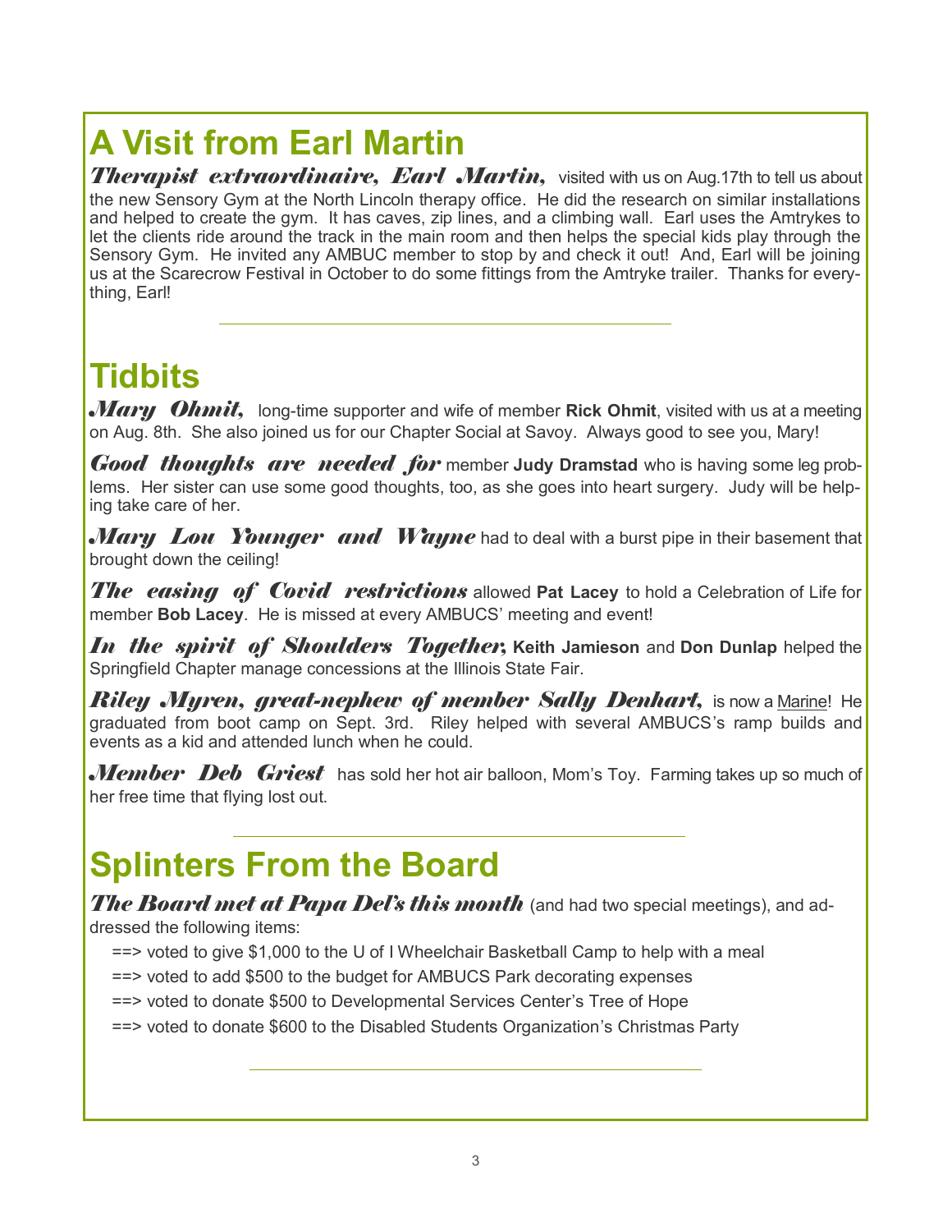## A Visit from Earl Martin

***Therapist extraordinaire, Earl Martin,*** visited with us on Aug.17th to tell us about the new Sensory Gym at the North Lincoln therapy office. He did the research on similar installations and helped to create the gym. It has caves, zip lines, and a climbing wall. Earl uses the Amtrykes to let the clients ride around the track in the main room and then helps the special kids play through the Sensory Gym. He invited any AMBUC member to stop by and check it out! And, Earl will be joining us at the Scarecrow Festival in October to do some fittings from the Amtryke trailer. Thanks for everything, Earl!

---

## Tidbits

***Mary Ohmit,*** long-time supporter and wife of member **Rick Ohmit**, visited with us at a meeting on Aug. 8th. She also joined us for our Chapter Social at Savoy. Always good to see you, Mary!

***Good thoughts are needed for*** member **Judy Dramstad** who is having some leg problems. Her sister can use some good thoughts, too, as she goes into heart surgery. Judy will be helping take care of her.

***Mary Lou Younger and Wayne*** had to deal with a burst pipe in their basement that brought down the ceiling!

***The easing of Covid restrictions*** allowed **Pat Lacey** to hold a Celebration of Life for member **Bob Lacey**. He is missed at every AMBUCS' meeting and event!

***In the spirit of Shoulders Together,*** **Keith Jamieson** and **Don Dunlap** helped the Springfield Chapter manage concessions at the Illinois State Fair.

***Riley Myren, great-nephew of member Sally Denhart,*** is now a Marine! He graduated from boot camp on Sept. 3rd. Riley helped with several AMBUCS's ramp builds and events as a kid and attended lunch when he could.

***Member Deb Griest*** has sold her hot air balloon, Mom's Toy. Farming takes up so much of her free time that flying lost out.

---

## Splinters From the Board

***The Board met at Papa Del's this month*** (and had two special meetings), and addressed the following items:

==> voted to give $1,000 to the U of I Wheelchair Basketball Camp to help with a meal

==> voted to add $500 to the budget for AMBUCS Park decorating expenses

==> voted to donate $500 to Developmental Services Center's Tree of Hope

==> voted to donate $600 to the Disabled Students Organization's Christmas Party

---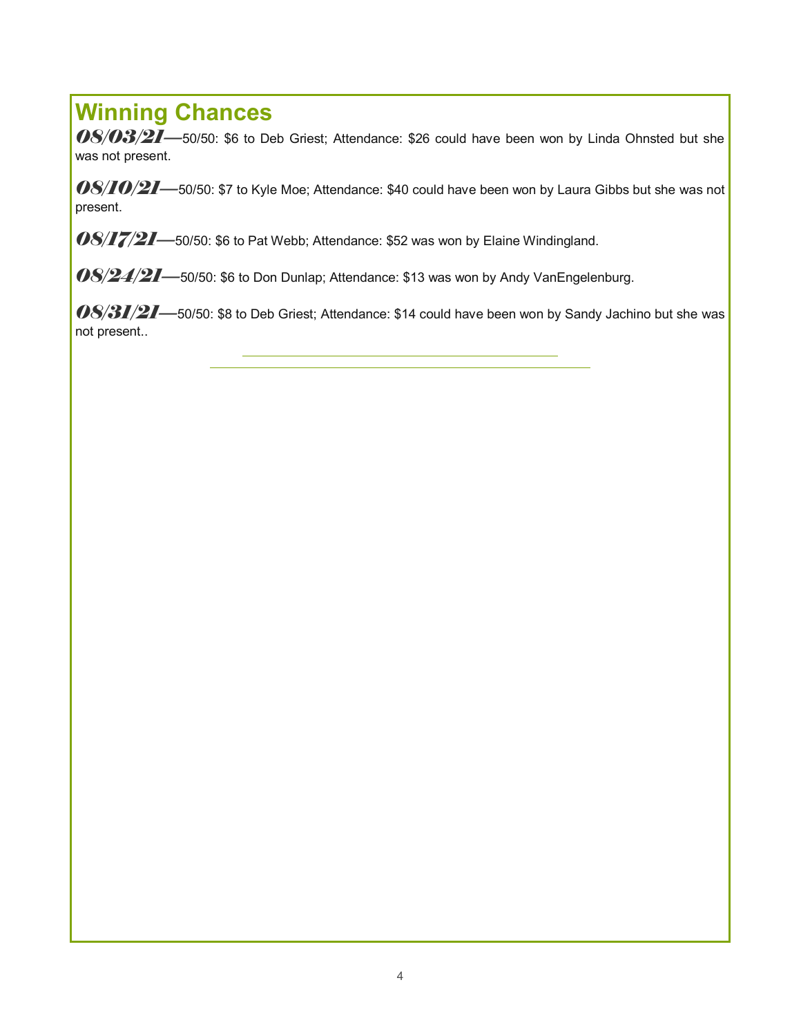## Winning Chances

***08/03/21***—50/50: $6 to Deb Griest; Attendance: $26 could have been won by Linda Ohnsted but she was not present.

***08/10/21***—50/50: $7 to Kyle Moe; Attendance: $40 could have been won by Laura Gibbs but she was not present.

***08/17/21***—50/50: $6 to Pat Webb; Attendance: $52 was won by Elaine Windingland.

***08/24/21***—50/50: $6 to Don Dunlap; Attendance: $13 was won by Andy VanEngelenburg.

***08/31/21***—50/50: $8 to Deb Griest; Attendance: $14 could have been won by Sandy Jachino but she was not present..